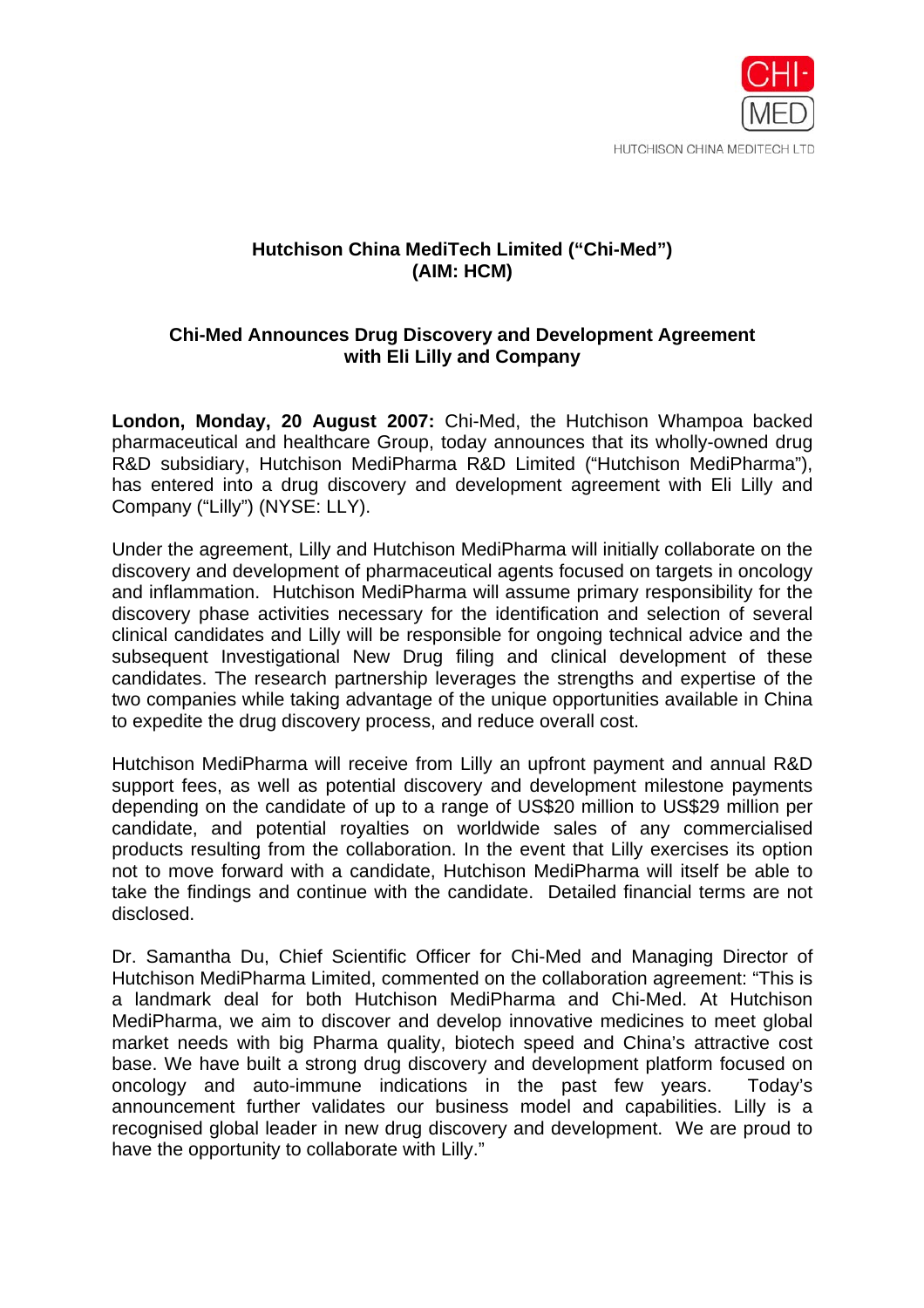CHI-MED

HUTCHISON CHINA MEDITECH LTD

**Hutchison China MediTech Limited ("Chi-Med")**
**(AIM: HCM)**

**Chi-Med Announces Drug Discovery and Development Agreement with Eli Lilly and Company**

**London, Monday, 20 August 2007:** Chi-Med, the Hutchison Whampoa backed pharmaceutical and healthcare Group, today announces that its wholly-owned drug R&D subsidiary, Hutchison MediPharma R&D Limited ("Hutchison MediPharma"), has entered into a drug discovery and development agreement with Eli Lilly and Company ("Lilly") (NYSE: LLY).

Under the agreement, Lilly and Hutchison MediPharma will initially collaborate on the discovery and development of pharmaceutical agents focused on targets in oncology and inflammation. Hutchison MediPharma will assume primary responsibility for the discovery phase activities necessary for the identification and selection of several clinical candidates and Lilly will be responsible for ongoing technical advice and the subsequent Investigational New Drug filing and clinical development of these candidates. The research partnership leverages the strengths and expertise of the two companies while taking advantage of the unique opportunities available in China to expedite the drug discovery process, and reduce overall cost.

Hutchison MediPharma will receive from Lilly an upfront payment and annual R&D support fees, as well as potential discovery and development milestone payments depending on the candidate of up to a range of US$20 million to US$29 million per candidate, and potential royalties on worldwide sales of any commercialised products resulting from the collaboration. In the event that Lilly exercises its option not to move forward with a candidate, Hutchison MediPharma will itself be able to take the findings and continue with the candidate. Detailed financial terms are not disclosed.

Dr. Samantha Du, Chief Scientific Officer for Chi-Med and Managing Director of Hutchison MediPharma Limited, commented on the collaboration agreement: "This is a landmark deal for both Hutchison MediPharma and Chi-Med. At Hutchison MediPharma, we aim to discover and develop innovative medicines to meet global market needs with big Pharma quality, biotech speed and China's attractive cost base. We have built a strong drug discovery and development platform focused on oncology and auto-immune indications in the past few years. Today's announcement further validates our business model and capabilities. Lilly is a recognised global leader in new drug discovery and development. We are proud to have the opportunity to collaborate with Lilly."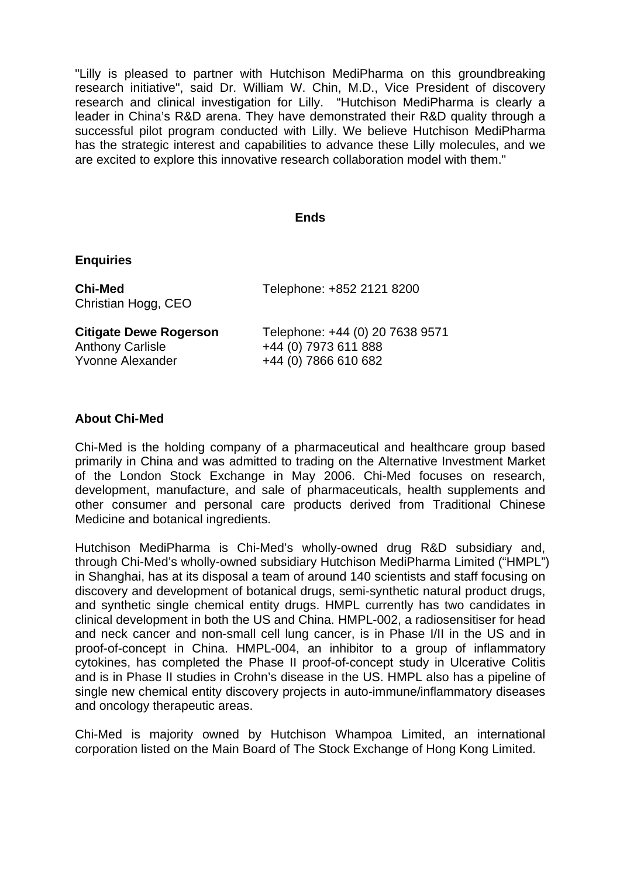"Lilly is pleased to partner with Hutchison MediPharma on this groundbreaking research initiative", said Dr. William W. Chin, M.D., Vice President of discovery research and clinical investigation for Lilly. "Hutchison MediPharma is clearly a leader in China's R&D arena. They have demonstrated their R&D quality through a successful pilot program conducted with Lilly. We believe Hutchison MediPharma has the strategic interest and capabilities to advance these Lilly molecules, and we are excited to explore this innovative research collaboration model with them."

**Ends**

**Enquiries**

| | |
|---|---|
| **Chi-Med** | Telephone: +852 2121 8200 |
| Christian Hogg, CEO | |
| **Citigate Dewe Rogerson** | Telephone: +44 (0) 20 7638 9571 |
| Anthony Carlisle | +44 (0) 7973 611 888 |
| Yvonne Alexander | +44 (0) 7866 610 682 |

**About Chi-Med**

Chi-Med is the holding company of a pharmaceutical and healthcare group based primarily in China and was admitted to trading on the Alternative Investment Market of the London Stock Exchange in May 2006. Chi-Med focuses on research, development, manufacture, and sale of pharmaceuticals, health supplements and other consumer and personal care products derived from Traditional Chinese Medicine and botanical ingredients.

Hutchison MediPharma is Chi-Med's wholly-owned drug R&D subsidiary and, through Chi-Med's wholly-owned subsidiary Hutchison MediPharma Limited ("HMPL") in Shanghai, has at its disposal a team of around 140 scientists and staff focusing on discovery and development of botanical drugs, semi-synthetic natural product drugs, and synthetic single chemical entity drugs. HMPL currently has two candidates in clinical development in both the US and China. HMPL-002, a radiosensitiser for head and neck cancer and non-small cell lung cancer, is in Phase I/II in the US and in proof-of-concept in China. HMPL-004, an inhibitor to a group of inflammatory cytokines, has completed the Phase II proof-of-concept study in Ulcerative Colitis and is in Phase II studies in Crohn's disease in the US. HMPL also has a pipeline of single new chemical entity discovery projects in auto-immune/inflammatory diseases and oncology therapeutic areas.

Chi-Med is majority owned by Hutchison Whampoa Limited, an international corporation listed on the Main Board of The Stock Exchange of Hong Kong Limited.